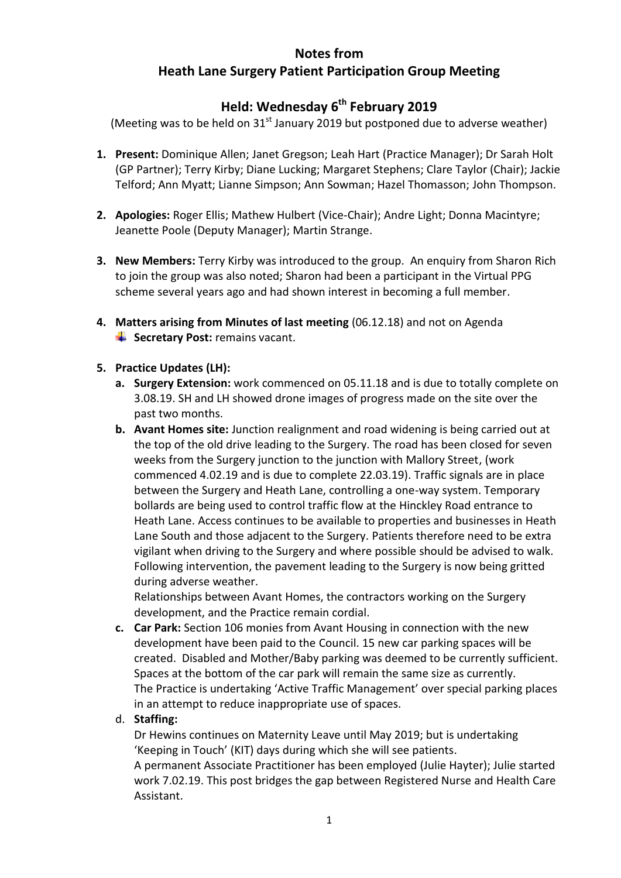# Notes from
# Heath Lane Surgery Patient Participation Group Meeting

## Held: Wednesday 6th February 2019

(Meeting was to be held on 31st January 2019 but postponed due to adverse weather)

1. **Present:** Dominique Allen; Janet Gregson; Leah Hart (Practice Manager); Dr Sarah Holt (GP Partner); Terry Kirby; Diane Lucking; Margaret Stephens; Clare Taylor (Chair); Jackie Telford; Ann Myatt; Lianne Simpson; Ann Sowman; Hazel Thomasson; John Thompson.

2. **Apologies:** Roger Ellis; Mathew Hulbert (Vice-Chair); Andre Light; Donna Macintyre; Jeanette Poole (Deputy Manager); Martin Strange.

3. **New Members:** Terry Kirby was introduced to the group. An enquiry from Sharon Rich to join the group was also noted; Sharon had been a participant in the Virtual PPG scheme several years ago and had shown interest in becoming a full member.

4. **Matters arising from Minutes of last meeting** (06.12.18) and not on Agenda
   - **Secretary Post:** remains vacant.

5. **Practice Updates (LH):**
   a. **Surgery Extension:** work commenced on 05.11.18 and is due to totally complete on 3.08.19. SH and LH showed drone images of progress made on the site over the past two months.
   b. **Avant Homes site:** Junction realignment and road widening is being carried out at the top of the old drive leading to the Surgery. The road has been closed for seven weeks from the Surgery junction to the junction with Mallory Street, (work commenced 4.02.19 and is due to complete 22.03.19). Traffic signals are in place between the Surgery and Heath Lane, controlling a one-way system. Temporary bollards are being used to control traffic flow at the Hinckley Road entrance to Heath Lane. Access continues to be available to properties and businesses in Heath Lane South and those adjacent to the Surgery. Patients therefore need to be extra vigilant when driving to the Surgery and where possible should be advised to walk. Following intervention, the pavement leading to the Surgery is now being gritted during adverse weather.
   
      Relationships between Avant Homes, the contractors working on the Surgery development, and the Practice remain cordial.
   c. **Car Park:** Section 106 monies from Avant Housing in connection with the new development have been paid to the Council. 15 new car parking spaces will be created. Disabled and Mother/Baby parking was deemed to be currently sufficient. Spaces at the bottom of the car park will remain the same size as currently.
   
      The Practice is undertaking 'Active Traffic Management' over special parking places in an attempt to reduce inappropriate use of spaces.
   d. **Staffing:**
   
      Dr Hewins continues on Maternity Leave until May 2019; but is undertaking 'Keeping in Touch' (KIT) days during which she will see patients.
      
      A permanent Associate Practitioner has been employed (Julie Hayter); Julie started work 7.02.19. This post bridges the gap between Registered Nurse and Health Care Assistant.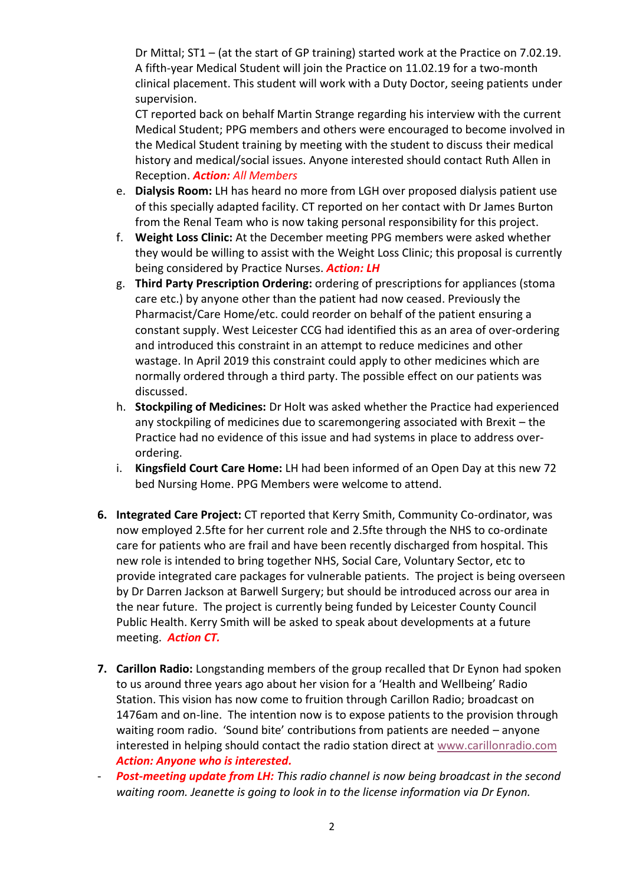Dr Mittal; ST1 – (at the start of GP training) started work at the Practice on 7.02.19. A fifth-year Medical Student will join the Practice on 11.02.19 for a two-month clinical placement. This student will work with a Duty Doctor, seeing patients under supervision.
CT reported back on behalf Martin Strange regarding his interview with the current Medical Student; PPG members and others were encouraged to become involved in the Medical Student training by meeting with the student to discuss their medical history and medical/social issues. Anyone interested should contact Ruth Allen in Reception. ***Action:*** *All Members*

e. **Dialysis Room:** LH has heard no more from LGH over proposed dialysis patient use of this specially adapted facility. CT reported on her contact with Dr James Burton from the Renal Team who is now taking personal responsibility for this project.
f. **Weight Loss Clinic:** At the December meeting PPG members were asked whether they would be willing to assist with the Weight Loss Clinic; this proposal is currently being considered by Practice Nurses. ***Action: LH***
g. **Third Party Prescription Ordering:** ordering of prescriptions for appliances (stoma care etc.) by anyone other than the patient had now ceased. Previously the Pharmacist/Care Home/etc. could reorder on behalf of the patient ensuring a constant supply. West Leicester CCG had identified this as an area of over-ordering and introduced this constraint in an attempt to reduce medicines and other wastage. In April 2019 this constraint could apply to other medicines which are normally ordered through a third party. The possible effect on our patients was discussed.
h. **Stockpiling of Medicines:** Dr Holt was asked whether the Practice had experienced any stockpiling of medicines due to scaremongering associated with Brexit – the Practice had no evidence of this issue and had systems in place to address over-ordering.
i. **Kingsfield Court Care Home:** LH had been informed of an Open Day at this new 72 bed Nursing Home. PPG Members were welcome to attend.

6. **Integrated Care Project:** CT reported that Kerry Smith, Community Co-ordinator, was now employed 2.5fte for her current role and 2.5fte through the NHS to co-ordinate care for patients who are frail and have been recently discharged from hospital. This new role is intended to bring together NHS, Social Care, Voluntary Sector, etc to provide integrated care packages for vulnerable patients. The project is being overseen by Dr Darren Jackson at Barwell Surgery; but should be introduced across our area in the near future. The project is currently being funded by Leicester County Council Public Health. Kerry Smith will be asked to speak about developments at a future meeting. ***Action CT.***

7. **Carillon Radio:** Longstanding members of the group recalled that Dr Eynon had spoken to us around three years ago about her vision for a 'Health and Wellbeing' Radio Station. This vision has now come to fruition through Carillon Radio; broadcast on 1476am and on-line. The intention now is to expose patients to the provision through waiting room radio. 'Sound bite' contributions from patients are needed – anyone interested in helping should contact the radio station direct at www.carillonradio.com
***Action: Anyone who is interested.***

- ***Post-meeting update from LH:*** *This radio channel is now being broadcast in the second waiting room. Jeanette is going to look in to the license information via Dr Eynon.*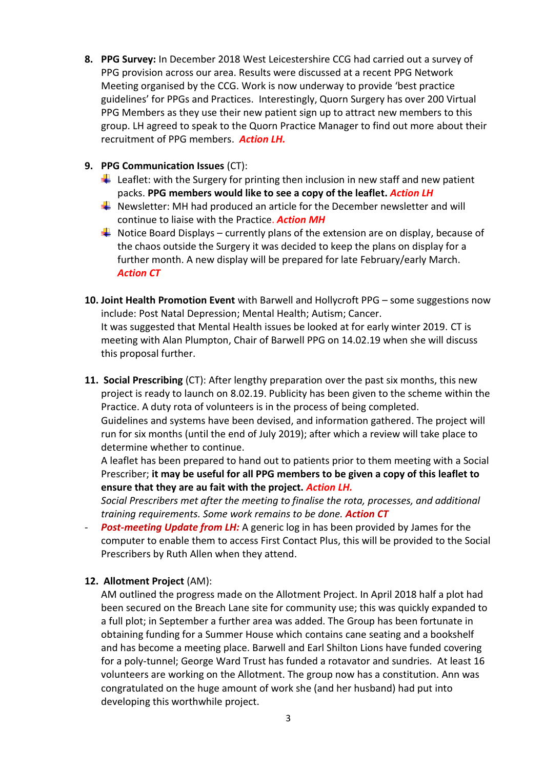8. **PPG Survey:** In December 2018 West Leicestershire CCG had carried out a survey of PPG provision across our area. Results were discussed at a recent PPG Network Meeting organised by the CCG. Work is now underway to provide 'best practice guidelines' for PPGs and Practices. Interestingly, Quorn Surgery has over 200 Virtual PPG Members as they use their new patient sign up to attract new members to this group. LH agreed to speak to the Quorn Practice Manager to find out more about their recruitment of PPG members. ***Action LH.***

9. **PPG Communication Issues** (CT):
   - Leaflet: with the Surgery for printing then inclusion in new staff and new patient packs. **PPG members would like to see a copy of the leaflet.** ***Action LH***
   - Newsletter: MH had produced an article for the December newsletter and will continue to liaise with the Practice. ***Action MH***
   - Notice Board Displays – currently plans of the extension are on display, because of the chaos outside the Surgery it was decided to keep the plans on display for a further month. A new display will be prepared for late February/early March. ***Action CT***

10. **Joint Health Promotion Event** with Barwell and Hollycroft PPG – some suggestions now include: Post Natal Depression; Mental Health; Autism; Cancer.
    It was suggested that Mental Health issues be looked at for early winter 2019. CT is meeting with Alan Plumpton, Chair of Barwell PPG on 14.02.19 when she will discuss this proposal further.

11. **Social Prescribing** (CT): After lengthy preparation over the past six months, this new project is ready to launch on 8.02.19. Publicity has been given to the scheme within the Practice. A duty rota of volunteers is in the process of being completed.
    Guidelines and systems have been devised, and information gathered. The project will run for six months (until the end of July 2019); after which a review will take place to determine whether to continue.
    A leaflet has been prepared to hand out to patients prior to them meeting with a Social Prescriber; **it may be useful for all PPG members to be given a copy of this leaflet to ensure that they are au fait with the project.** ***Action LH.***
    *Social Prescribers met after the meeting to finalise the rota, processes, and additional training requirements. Some work remains to be done.* ***Action CT***

- ***Post-meeting Update from LH:*** A generic log in has been provided by James for the computer to enable them to access First Contact Plus, this will be provided to the Social Prescribers by Ruth Allen when they attend.

12. **Allotment Project** (AM):
    AM outlined the progress made on the Allotment Project. In April 2018 half a plot had been secured on the Breach Lane site for community use; this was quickly expanded to a full plot; in September a further area was added. The Group has been fortunate in obtaining funding for a Summer House which contains cane seating and a bookshelf and has become a meeting place. Barwell and Earl Shilton Lions have funded covering for a poly-tunnel; George Ward Trust has funded a rotavator and sundries. At least 16 volunteers are working on the Allotment. The group now has a constitution. Ann was congratulated on the huge amount of work she (and her husband) had put into developing this worthwhile project.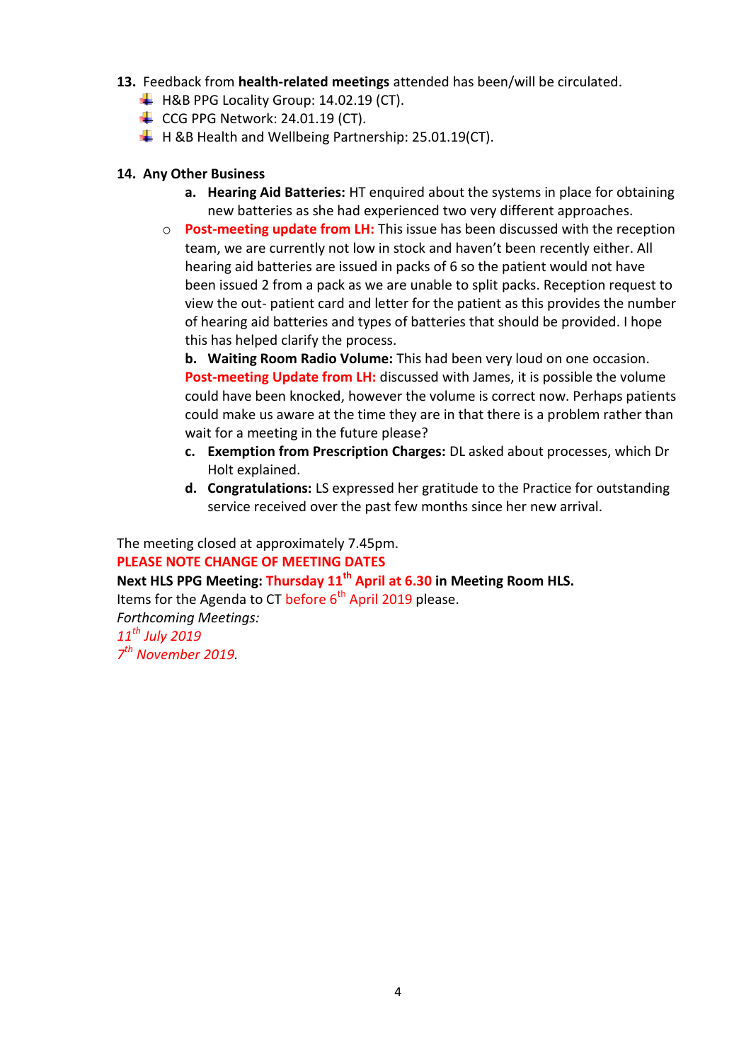13. Feedback from **health-related meetings** attended has been/will be circulated.
    - H&B PPG Locality Group: 14.02.19 (CT).
    - CCG PPG Network: 24.01.19 (CT).
    - H &B Health and Wellbeing Partnership: 25.01.19(CT).

14. **Any Other Business**

    a. **Hearing Aid Batteries:** HT enquired about the systems in place for obtaining new batteries as she had experienced two very different approaches.

    - **Post-meeting update from LH:** This issue has been discussed with the reception team, we are currently not low in stock and haven't been recently either. All hearing aid batteries are issued in packs of 6 so the patient would not have been issued 2 from a pack as we are unable to split packs. Reception request to view the out- patient card and letter for the patient as this provides the number of hearing aid batteries and types of batteries that should be provided. I hope this has helped clarify the process.

    b. **Waiting Room Radio Volume:** This had been very loud on one occasion. **Post-meeting Update from LH:** discussed with James, it is possible the volume could have been knocked, however the volume is correct now. Perhaps patients could make us aware at the time they are in that there is a problem rather than wait for a meeting in the future please?

    c. **Exemption from Prescription Charges:** DL asked about processes, which Dr Holt explained.

    d. **Congratulations:** LS expressed her gratitude to the Practice for outstanding service received over the past few months since her new arrival.

The meeting closed at approximately 7.45pm.

**PLEASE NOTE CHANGE OF MEETING DATES**

**Next HLS PPG Meeting: Thursday 11th April at 6.30 in Meeting Room HLS.**

Items for the Agenda to CT before 6th April 2019 please.

*Forthcoming Meetings:*

*11th July 2019*

*7th November 2019.*